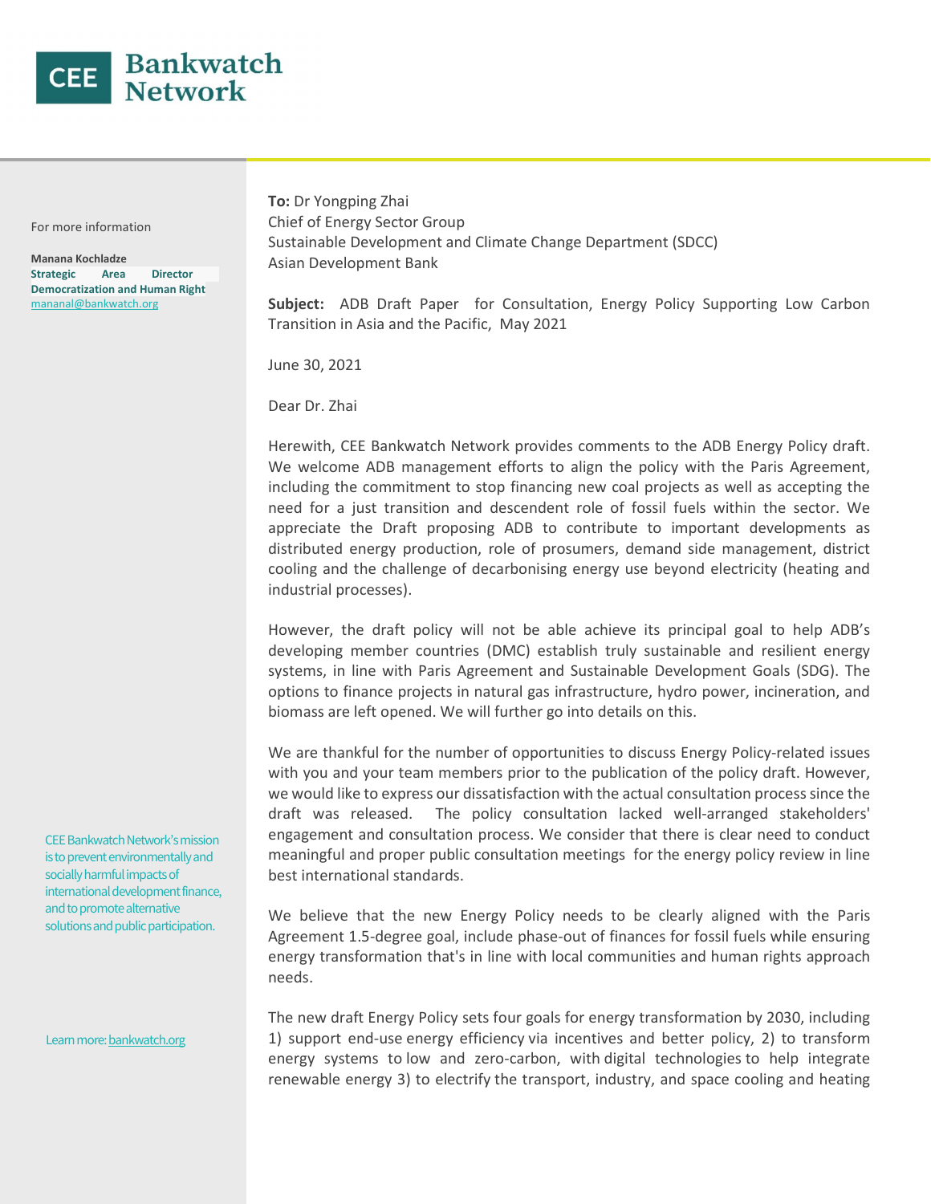CEE Bankwatch Network

For more information

**Manana Kochladze**
**Strategic Area Director**
**Democratization and Human Right**
manana@bankwatch.org

CEE Bankwatch Network's mission is to prevent environmentally and socially harmful impacts of international development finance, and to promote alternative solutions and public participation.

Learn more: bankwatch.org

**To:** Dr Yongping Zhai
Chief of Energy Sector Group
Sustainable Development and Climate Change Department (SDCC)
Asian Development Bank

**Subject:** ADB Draft Paper for Consultation, Energy Policy Supporting Low Carbon Transition in Asia and the Pacific, May 2021

June 30, 2021

Dear Dr. Zhai

Herewith, CEE Bankwatch Network provides comments to the ADB Energy Policy draft. We welcome ADB management efforts to align the policy with the Paris Agreement, including the commitment to stop financing new coal projects as well as accepting the need for a just transition and descendent role of fossil fuels within the sector. We appreciate the Draft proposing ADB to contribute to important developments as distributed energy production, role of prosumers, demand side management, district cooling and the challenge of decarbonising energy use beyond electricity (heating and industrial processes).

However, the draft policy will not be able achieve its principal goal to help ADB's developing member countries (DMC) establish truly sustainable and resilient energy systems, in line with Paris Agreement and Sustainable Development Goals (SDG). The options to finance projects in natural gas infrastructure, hydro power, incineration, and biomass are left opened. We will further go into details on this.

We are thankful for the number of opportunities to discuss Energy Policy-related issues with you and your team members prior to the publication of the policy draft. However, we would like to express our dissatisfaction with the actual consultation process since the draft was released. The policy consultation lacked well-arranged stakeholders' engagement and consultation process. We consider that there is clear need to conduct meaningful and proper public consultation meetings for the energy policy review in line best international standards.

We believe that the new Energy Policy needs to be clearly aligned with the Paris Agreement 1.5-degree goal, include phase-out of finances for fossil fuels while ensuring energy transformation that's in line with local communities and human rights approach needs.

The new draft Energy Policy sets four goals for energy transformation by 2030, including 1) support end-use energy efficiency via incentives and better policy, 2) to transform energy systems to low and zero-carbon, with digital technologies to help integrate renewable energy 3) to electrify the transport, industry, and space cooling and heating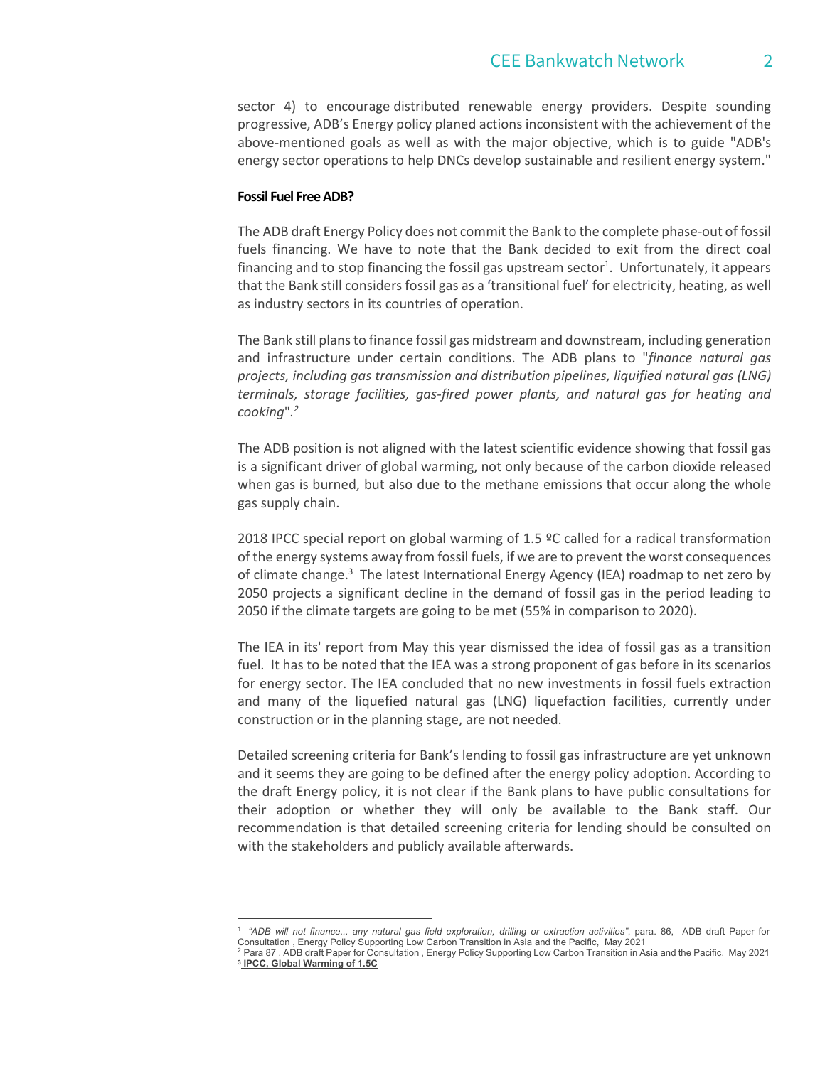sector 4) to encourage distributed renewable energy providers. Despite sounding progressive, ADB's Energy policy planed actions inconsistent with the achievement of the above-mentioned goals as well as with the major objective, which is to guide "ADB's energy sector operations to help DNCs develop sustainable and resilient energy system."

**Fossil Fuel Free ADB?**

The ADB draft Energy Policy does not commit the Bank to the complete phase-out of fossil fuels financing. We have to note that the Bank decided to exit from the direct coal financing and to stop financing the fossil gas upstream sector[1]. Unfortunately, it appears that the Bank still considers fossil gas as a 'transitional fuel' for electricity, heating, as well as industry sectors in its countries of operation.

The Bank still plans to finance fossil gas midstream and downstream, including generation and infrastructure under certain conditions. The ADB plans to "*finance natural gas projects, including gas transmission and distribution pipelines, liquified natural gas (LNG) terminals, storage facilities, gas-fired power plants, and natural gas for heating and cooking*".[2]

The ADB position is not aligned with the latest scientific evidence showing that fossil gas is a significant driver of global warming, not only because of the carbon dioxide released when gas is burned, but also due to the methane emissions that occur along the whole gas supply chain.

2018 IPCC special report on global warming of 1.5 ºC called for a radical transformation of the energy systems away from fossil fuels, if we are to prevent the worst consequences of climate change.[3] The latest International Energy Agency (IEA) roadmap to net zero by 2050 projects a significant decline in the demand of fossil gas in the period leading to 2050 if the climate targets are going to be met (55% in comparison to 2020).

The IEA in its' report from May this year dismissed the idea of fossil gas as a transition fuel. It has to be noted that the IEA was a strong proponent of gas before in its scenarios for energy sector. The IEA concluded that no new investments in fossil fuels extraction and many of the liquefied natural gas (LNG) liquefaction facilities, currently under construction or in the planning stage, are not needed.

Detailed screening criteria for Bank's lending to fossil gas infrastructure are yet unknown and it seems they are going to be defined after the energy policy adoption. According to the draft Energy policy, it is not clear if the Bank plans to have public consultations for their adoption or whether they will only be available to the Bank staff. Our recommendation is that detailed screening criteria for lending should be consulted on with the stakeholders and publicly available afterwards.

---

[1] *"ADB will not finance... any natural gas field exploration, drilling or extraction activities"*, para. 86, ADB draft Paper for Consultation , Energy Policy Supporting Low Carbon Transition in Asia and the Pacific, May 2021

[2] Para 87 , ADB draft Paper for Consultation , Energy Policy Supporting Low Carbon Transition in Asia and the Pacific, May 2021

[3] **IPCC, Global Warming of 1.5C**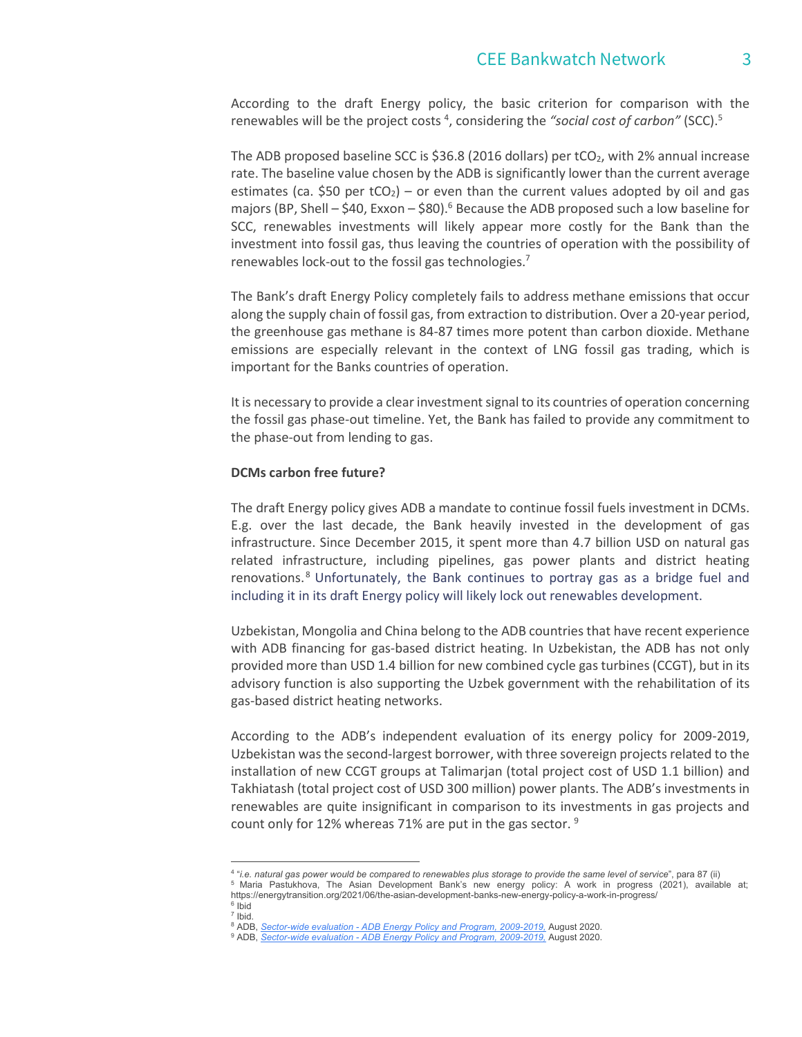According to the draft Energy policy, the basic criterion for comparison with the renewables will be the project costs [4], considering the *"social cost of carbon"* (SCC).[5]

The ADB proposed baseline SCC is $36.8 (2016 dollars) per $tCO_2$, with 2% annual increase rate. The baseline value chosen by the ADB is significantly lower than the current average estimates (ca. $50 per $tCO_2$) – or even than the current values adopted by oil and gas majors (BP, Shell – $40, Exxon – $80).[6] Because the ADB proposed such a low baseline for SCC, renewables investments will likely appear more costly for the Bank than the investment into fossil gas, thus leaving the countries of operation with the possibility of renewables lock-out to the fossil gas technologies.[7]

The Bank's draft Energy Policy completely fails to address methane emissions that occur along the supply chain of fossil gas, from extraction to distribution. Over a 20-year period, the greenhouse gas methane is 84-87 times more potent than carbon dioxide. Methane emissions are especially relevant in the context of LNG fossil gas trading, which is important for the Banks countries of operation.

It is necessary to provide a clear investment signal to its countries of operation concerning the fossil gas phase-out timeline. Yet, the Bank has failed to provide any commitment to the phase-out from lending to gas.

**DCMs carbon free future?**

The draft Energy policy gives ADB a mandate to continue fossil fuels investment in DCMs. E.g. over the last decade, the Bank heavily invested in the development of gas infrastructure. Since December 2015, it spent more than 4.7 billion USD on natural gas related infrastructure, including pipelines, gas power plants and district heating renovations.[8] Unfortunately, the Bank continues to portray gas as a bridge fuel and including it in its draft Energy policy will likely lock out renewables development.

Uzbekistan, Mongolia and China belong to the ADB countries that have recent experience with ADB financing for gas-based district heating. In Uzbekistan, the ADB has not only provided more than USD 1.4 billion for new combined cycle gas turbines (CCGT), but in its advisory function is also supporting the Uzbek government with the rehabilitation of its gas-based district heating networks.

According to the ADB's independent evaluation of its energy policy for 2009-2019, Uzbekistan was the second-largest borrower, with three sovereign projects related to the installation of new CCGT groups at Talimarjan (total project cost of USD 1.1 billion) and Takhiatash (total project cost of USD 300 million) power plants. The ADB's investments in renewables are quite insignificant in comparison to its investments in gas projects and count only for 12% whereas 71% are put in the gas sector. [9]

---

[4] "*i.e. natural gas power would be compared to renewables plus storage to provide the same level of service*", para 87 (ii)

[5] Maria Pastukhova, The Asian Development Bank's new energy policy: A work in progress (2021), available at; https://energytransition.org/2021/06/the-asian-development-banks-new-energy-policy-a-work-in-progress/

[6] Ibid

[7] Ibid.

[8] ADB, *Sector-wide evaluation - ADB Energy Policy and Program, 2009-2019.* August 2020.

[9] ADB, *Sector-wide evaluation - ADB Energy Policy and Program, 2009-2019.* August 2020.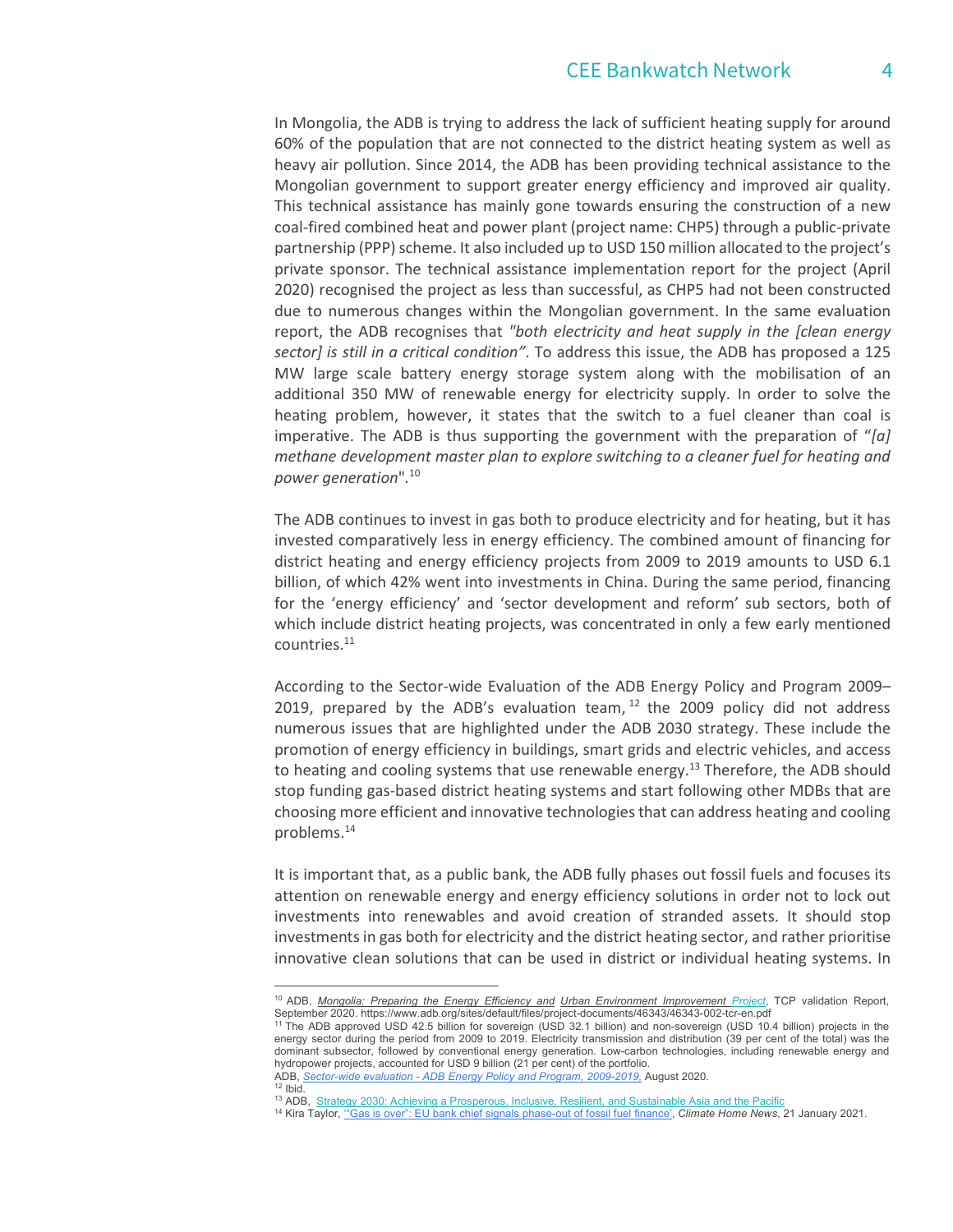In Mongolia, the ADB is trying to address the lack of sufficient heating supply for around 60% of the population that are not connected to the district heating system as well as heavy air pollution. Since 2014, the ADB has been providing technical assistance to the Mongolian government to support greater energy efficiency and improved air quality. This technical assistance has mainly gone towards ensuring the construction of a new coal-fired combined heat and power plant (project name: CHP5) through a public-private partnership (PPP) scheme. It also included up to USD 150 million allocated to the project's private sponsor. The technical assistance implementation report for the project (April 2020) recognised the project as less than successful, as CHP5 had not been constructed due to numerous changes within the Mongolian government. In the same evaluation report, the ADB recognises that *"both electricity and heat supply in the [clean energy sector] is still in a critical condition"*. To address this issue, the ADB has proposed a 125 MW large scale battery energy storage system along with the mobilisation of an additional 350 MW of renewable energy for electricity supply. In order to solve the heating problem, however, it states that the switch to a fuel cleaner than coal is imperative. The ADB is thus supporting the government with the preparation of "*[a] methane development master plan to explore switching to a cleaner fuel for heating and power generation*".[10]

The ADB continues to invest in gas both to produce electricity and for heating, but it has invested comparatively less in energy efficiency. The combined amount of financing for district heating and energy efficiency projects from 2009 to 2019 amounts to USD 6.1 billion, of which 42% went into investments in China. During the same period, financing for the 'energy efficiency' and 'sector development and reform' sub sectors, both of which include district heating projects, was concentrated in only a few early mentioned countries.[11]

According to the Sector-wide Evaluation of the ADB Energy Policy and Program 2009–2019, prepared by the ADB's evaluation team,[12] the 2009 policy did not address numerous issues that are highlighted under the ADB 2030 strategy. These include the promotion of energy efficiency in buildings, smart grids and electric vehicles, and access to heating and cooling systems that use renewable energy.[13] Therefore, the ADB should stop funding gas-based district heating systems and start following other MDBs that are choosing more efficient and innovative technologies that can address heating and cooling problems.[14]

It is important that, as a public bank, the ADB fully phases out fossil fuels and focuses its attention on renewable energy and energy efficiency solutions in order not to lock out investments into renewables and avoid creation of stranded assets. It should stop investments in gas both for electricity and the district heating sector, and rather prioritise innovative clean solutions that can be used in district or individual heating systems. In

---

[10] ADB, *Mongolia: Preparing the Energy Efficiency and Urban Environment Improvement Project*, TCP validation Report, September 2020. https://www.adb.org/sites/default/files/project-documents/46343/46343-002-tcr-en.pdf

[11] The ADB approved USD 42.5 billion for sovereign (USD 32.1 billion) and non-sovereign (USD 10.4 billion) projects in the energy sector during the period from 2009 to 2019. Electricity transmission and distribution (39 per cent of the total) was the dominant subsector, followed by conventional energy generation. Low-carbon technologies, including renewable energy and hydropower projects, accounted for USD 9 billion (21 per cent) of the portfolio.
ADB, *Sector-wide evaluation - ADB Energy Policy and Program, 2009-2019,* August 2020.

[12] Ibid.

[13] ADB, Strategy 2030: Achieving a Prosperous, Inclusive, Resilient, and Sustainable Asia and the Pacific

[14] Kira Taylor, '"Gas is over": EU bank chief signals phase-out of fossil fuel finance', *Climate Home News*, 21 January 2021.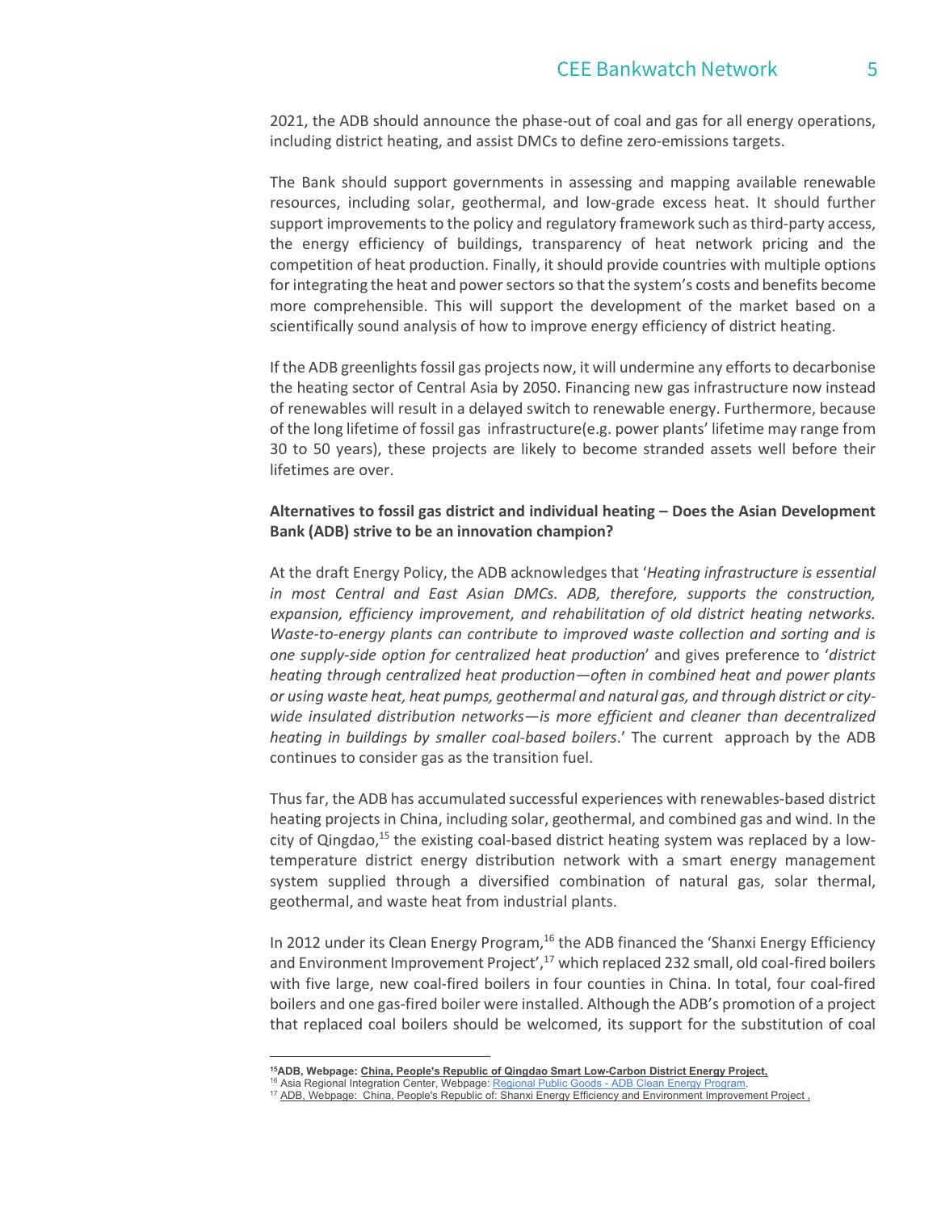2021, the ADB should announce the phase-out of coal and gas for all energy operations, including district heating, and assist DMCs to define zero-emissions targets.

The Bank should support governments in assessing and mapping available renewable resources, including solar, geothermal, and low-grade excess heat. It should further support improvements to the policy and regulatory framework such as third-party access, the energy efficiency of buildings, transparency of heat network pricing and the competition of heat production. Finally, it should provide countries with multiple options for integrating the heat and power sectors so that the system's costs and benefits become more comprehensible. This will support the development of the market based on a scientifically sound analysis of how to improve energy efficiency of district heating.

If the ADB greenlights fossil gas projects now, it will undermine any efforts to decarbonise the heating sector of Central Asia by 2050. Financing new gas infrastructure now instead of renewables will result in a delayed switch to renewable energy. Furthermore, because of the long lifetime of fossil gas infrastructure(e.g. power plants' lifetime may range from 30 to 50 years), these projects are likely to become stranded assets well before their lifetimes are over.

**Alternatives to fossil gas district and individual heating – Does the Asian Development Bank (ADB) strive to be an innovation champion?**

At the draft Energy Policy, the ADB acknowledges that '*Heating infrastructure is essential in most Central and East Asian DMCs. ADB, therefore, supports the construction, expansion, efficiency improvement, and rehabilitation of old district heating networks. Waste-to-energy plants can contribute to improved waste collection and sorting and is one supply-side option for centralized heat production*' and gives preference to '*district heating through centralized heat production—often in combined heat and power plants or using waste heat, heat pumps, geothermal and natural gas, and through district or city-wide insulated distribution networks—is more efficient and cleaner than decentralized heating in buildings by smaller coal-based boilers*.' The current approach by the ADB continues to consider gas as the transition fuel.

Thus far, the ADB has accumulated successful experiences with renewables-based district heating projects in China, including solar, geothermal, and combined gas and wind. In the city of Qingdao,[15] the existing coal-based district heating system was replaced by a low-temperature district energy distribution network with a smart energy management system supplied through a diversified combination of natural gas, solar thermal, geothermal, and waste heat from industrial plants.

In 2012 under its Clean Energy Program,[16] the ADB financed the 'Shanxi Energy Efficiency and Environment Improvement Project',[17] which replaced 232 small, old coal-fired boilers with five large, new coal-fired boilers in four counties in China. In total, four coal-fired boilers and one gas-fired boiler were installed. Although the ADB's promotion of a project that replaced coal boilers should be welcomed, its support for the substitution of coal

---

[15] **ADB, Webpage: China, People's Republic of Qingdao Smart Low-Carbon District Energy Project,**

[16] Asia Regional Integration Center, Webpage: Regional Public Goods - ADB Clean Energy Program.

[17] ADB, Webpage: China, People's Republic of: Shanxi Energy Efficiency and Environment Improvement Project ,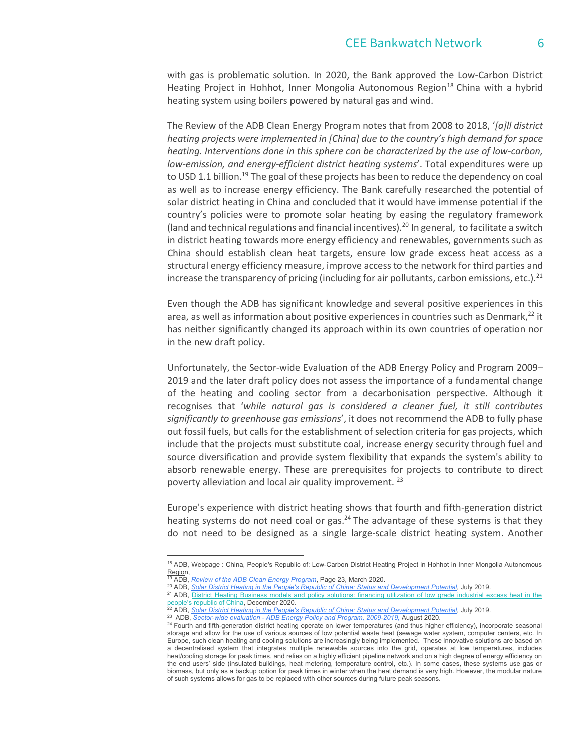with gas is problematic solution. In 2020, the Bank approved the Low-Carbon District Heating Project in Hohhot, Inner Mongolia Autonomous Region[18] China with a hybrid heating system using boilers powered by natural gas and wind.

The Review of the ADB Clean Energy Program notes that from 2008 to 2018, '*[a]ll district heating projects were implemented in [China] due to the country's high demand for space heating. Interventions done in this sphere can be characterized by the use of low-carbon, low-emission, and energy-efficient district heating systems*'. Total expenditures were up to USD 1.1 billion.[19] The goal of these projects has been to reduce the dependency on coal as well as to increase energy efficiency. The Bank carefully researched the potential of solar district heating in China and concluded that it would have immense potential if the country's policies were to promote solar heating by easing the regulatory framework (land and technical regulations and financial incentives).[20] In general, to facilitate a switch in district heating towards more energy efficiency and renewables, governments such as China should establish clean heat targets, ensure low grade excess heat access as a structural energy efficiency measure, improve access to the network for third parties and increase the transparency of pricing (including for air pollutants, carbon emissions, etc.).[21]

Even though the ADB has significant knowledge and several positive experiences in this area, as well as information about positive experiences in countries such as Denmark,[22] it has neither significantly changed its approach within its own countries of operation nor in the new draft policy.

Unfortunately, the Sector-wide Evaluation of the ADB Energy Policy and Program 2009–2019 and the later draft policy does not assess the importance of a fundamental change of the heating and cooling sector from a decarbonisation perspective. Although it recognises that '*while natural gas is considered a cleaner fuel, it still contributes significantly to greenhouse gas emissions*', it does not recommend the ADB to fully phase out fossil fuels, but calls for the establishment of selection criteria for gas projects, which include that the projects must substitute coal, increase energy security through fuel and source diversification and provide system flexibility that expands the system's ability to absorb renewable energy. These are prerequisites for projects to contribute to direct poverty alleviation and local air quality improvement. [23]

Europe's experience with district heating shows that fourth and fifth-generation district heating systems do not need coal or gas.[24] The advantage of these systems is that they do not need to be designed as a single large-scale district heating system. Another

---

[18] ADB, Webpage : China, People's Republic of: Low-Carbon District Heating Project in Hohhot in Inner Mongolia Autonomous Region,

[19] ADB, *Review of the ADB Clean Energy Program*, Page 23, March 2020.

[20] ADB, *Solar District Heating in the People's Republic of China: Status and Development Potential*, July 2019.

[21] ADB, District Heating Business models and policy solutions: financing utilization of low grade industrial excess heat in the people's republic of China, December 2020.

[22] ADB, *Solar District Heating in the People's Republic of China: Status and Development Potential*, July 2019.

[23] ADB, *Sector-wide evaluation - ADB Energy Policy and Program, 2009-2019*, August 2020.

[24] Fourth and fifth-generation district heating operate on lower temperatures (and thus higher efficiency), incorporate seasonal storage and allow for the use of various sources of low potential waste heat (sewage water system, computer centers, etc. In Europe, such clean heating and cooling solutions are increasingly being implemented. These innovative solutions are based on a decentralised system that integrates multiple renewable sources into the grid, operates at low temperatures, includes heat/cooling storage for peak times, and relies on a highly efficient pipeline network and on a high degree of energy efficiency on the end users' side (insulated buildings, heat metering, temperature control, etc.). In some cases, these systems use gas or biomass, but only as a backup option for peak times in winter when the heat demand is very high. However, the modular nature of such systems allows for gas to be replaced with other sources during future peak seasons.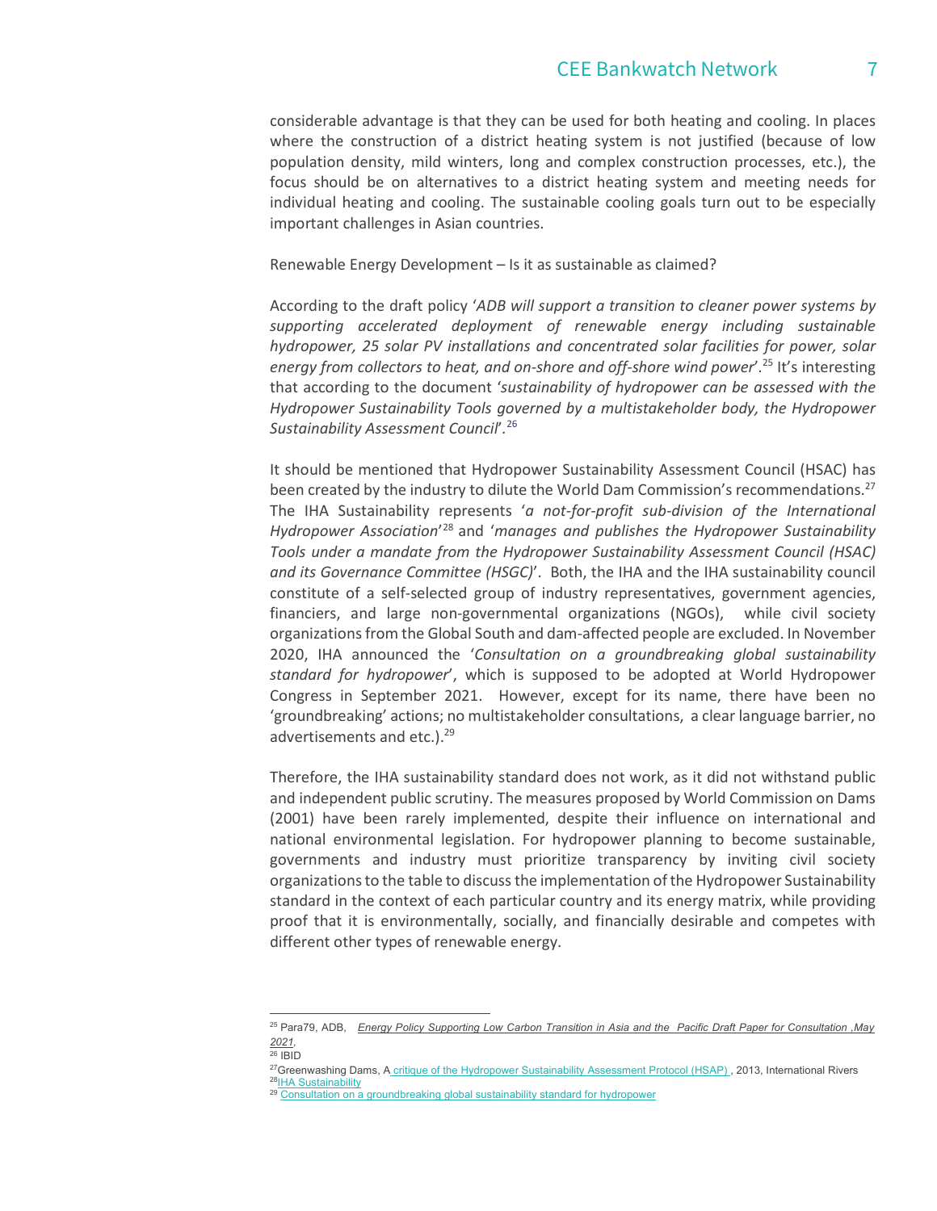considerable advantage is that they can be used for both heating and cooling. In places where the construction of a district heating system is not justified (because of low population density, mild winters, long and complex construction processes, etc.), the focus should be on alternatives to a district heating system and meeting needs for individual heating and cooling. The sustainable cooling goals turn out to be especially important challenges in Asian countries.

Renewable Energy Development – Is it as sustainable as claimed?

According to the draft policy '*ADB will support a transition to cleaner power systems by supporting accelerated deployment of renewable energy including sustainable hydropower, 25 solar PV installations and concentrated solar facilities for power, solar energy from collectors to heat, and on-shore and off-shore wind power*'.[25] It's interesting that according to the document '*sustainability of hydropower can be assessed with the Hydropower Sustainability Tools governed by a multistakeholder body, the Hydropower Sustainability Assessment Council*'.[26]

It should be mentioned that Hydropower Sustainability Assessment Council (HSAC) has been created by the industry to dilute the World Dam Commission's recommendations.[27] The IHA Sustainability represents '*a not-for-profit sub-division of the International Hydropower Association*'[28] and '*manages and publishes the Hydropower Sustainability Tools under a mandate from the Hydropower Sustainability Assessment Council (HSAC) and its Governance Committee (HSGC)*'. Both, the IHA and the IHA sustainability council constitute of a self-selected group of industry representatives, government agencies, financiers, and large non-governmental organizations (NGOs), while civil society organizations from the Global South and dam-affected people are excluded. In November 2020, IHA announced the '*Consultation on a groundbreaking global sustainability standard for hydropower*', which is supposed to be adopted at World Hydropower Congress in September 2021. However, except for its name, there have been no 'groundbreaking' actions; no multistakeholder consultations, a clear language barrier, no advertisements and etc.).[29]

Therefore, the IHA sustainability standard does not work, as it did not withstand public and independent public scrutiny. The measures proposed by World Commission on Dams (2001) have been rarely implemented, despite their influence on international and national environmental legislation. For hydropower planning to become sustainable, governments and industry must prioritize transparency by inviting civil society organizations to the table to discuss the implementation of the Hydropower Sustainability standard in the context of each particular country and its energy matrix, while providing proof that it is environmentally, socially, and financially desirable and competes with different other types of renewable energy.

---

[25] Para79, ADB, *Energy Policy Supporting Low Carbon Transition in Asia and the Pacific Draft Paper for Consultation ,May 2021*,

[26] IBID

[27] Greenwashing Dams, A critique of the Hydropower Sustainability Assessment Protocol (HSAP) , 2013, International Rivers

[28] IHA Sustainability

[29] Consultation on a groundbreaking global sustainability standard for hydropower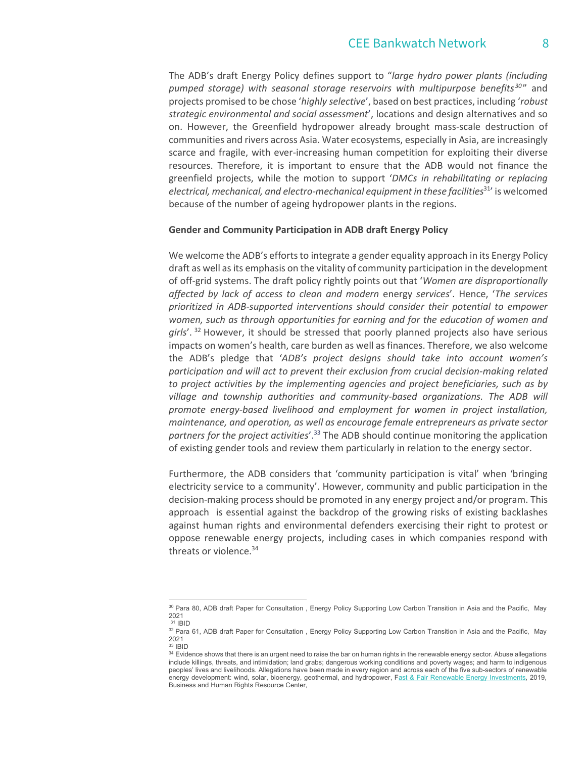The ADB's draft Energy Policy defines support to "*large hydro power plants (including pumped storage) with seasonal storage reservoirs with multipurpose benefits*[30]" and projects promised to be chose '*highly selective*', based on best practices, including '*robust strategic environmental and social assessment*', locations and design alternatives and so on. However, the Greenfield hydropower already brought mass-scale destruction of communities and rivers across Asia. Water ecosystems, especially in Asia, are increasingly scarce and fragile, with ever-increasing human competition for exploiting their diverse resources. Therefore, it is important to ensure that the ADB would not finance the greenfield projects, while the motion to support '*DMCs in rehabilitating or replacing electrical, mechanical, and electro-mechanical equipment in these facilities*[31]' is welcomed because of the number of ageing hydropower plants in the regions.

**Gender and Community Participation in ADB draft Energy Policy**

We welcome the ADB's efforts to integrate a gender equality approach in its Energy Policy draft as well as its emphasis on the vitality of community participation in the development of off-grid systems. The draft policy rightly points out that '*Women are disproportionally affected by lack of access to clean and modern* energy *services*'. Hence, '*The services prioritized in ADB-supported interventions should consider their potential to empower women, such as through opportunities for earning and for the education of women and girls*'. [32] However, it should be stressed that poorly planned projects also have serious impacts on women's health, care burden as well as finances. Therefore, we also welcome the ADB's pledge that '*ADB's project designs should take into account women's participation and will act to prevent their exclusion from crucial decision-making related to project activities by the implementing agencies and project beneficiaries, such as by village and township authorities and community-based organizations. The ADB will promote energy-based livelihood and employment for women in project installation, maintenance, and operation, as well as encourage female entrepreneurs as private sector partners for the project activities*'.[33] The ADB should continue monitoring the application of existing gender tools and review them particularly in relation to the energy sector.

Furthermore, the ADB considers that 'community participation is vital' when 'bringing electricity service to a community'. However, community and public participation in the decision-making process should be promoted in any energy project and/or program. This approach is essential against the backdrop of the growing risks of existing backlashes against human rights and environmental defenders exercising their right to protest or oppose renewable energy projects, including cases in which companies respond with threats or violence.[34]

---

[30] Para 80, ADB draft Paper for Consultation , Energy Policy Supporting Low Carbon Transition in Asia and the Pacific, May 2021

[31] IBID

[32] Para 61, ADB draft Paper for Consultation , Energy Policy Supporting Low Carbon Transition in Asia and the Pacific, May 2021

[33] IBID

[34] Evidence shows that there is an urgent need to raise the bar on human rights in the renewable energy sector. Abuse allegations include killings, threats, and intimidation; land grabs; dangerous working conditions and poverty wages; and harm to indigenous peoples' lives and livelihoods. Allegations have been made in every region and across each of the five sub-sectors of renewable energy development: wind, solar, bioenergy, geothermal, and hydropower, Fast & Fair Renewable Energy Investments, 2019, Business and Human Rights Resource Center,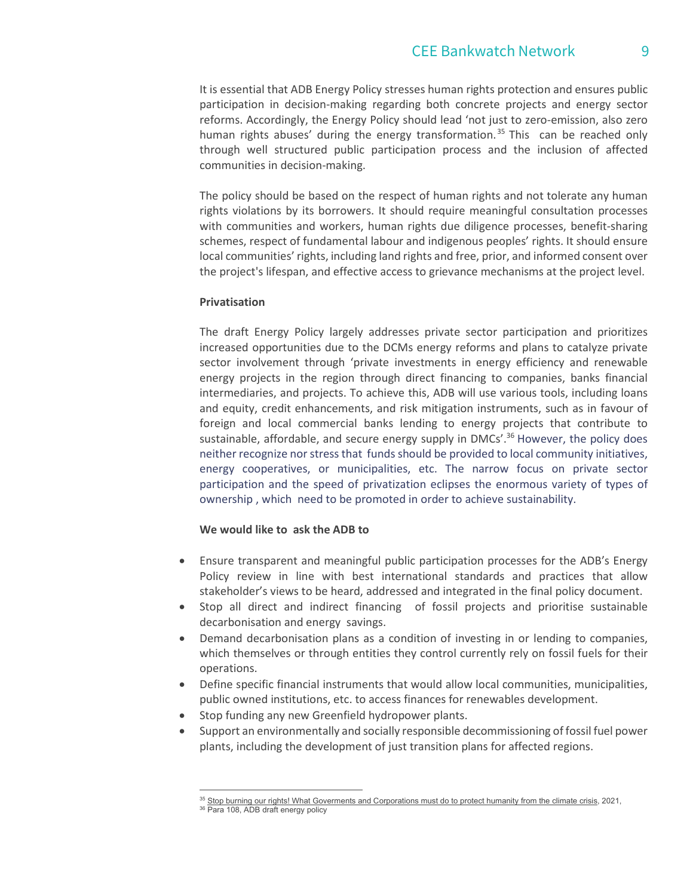It is essential that ADB Energy Policy stresses human rights protection and ensures public participation in decision-making regarding both concrete projects and energy sector reforms. Accordingly, the Energy Policy should lead 'not just to zero-emission, also zero human rights abuses' during the energy transformation.[35] This can be reached only through well structured public participation process and the inclusion of affected communities in decision-making.

The policy should be based on the respect of human rights and not tolerate any human rights violations by its borrowers. It should require meaningful consultation processes with communities and workers, human rights due diligence processes, benefit-sharing schemes, respect of fundamental labour and indigenous peoples' rights. It should ensure local communities' rights, including land rights and free, prior, and informed consent over the project's lifespan, and effective access to grievance mechanisms at the project level.

**Privatisation**

The draft Energy Policy largely addresses private sector participation and prioritizes increased opportunities due to the DCMs energy reforms and plans to catalyze private sector involvement through 'private investments in energy efficiency and renewable energy projects in the region through direct financing to companies, banks financial intermediaries, and projects. To achieve this, ADB will use various tools, including loans and equity, credit enhancements, and risk mitigation instruments, such as in favour of foreign and local commercial banks lending to energy projects that contribute to sustainable, affordable, and secure energy supply in DMCs'.[36] However, the policy does neither recognize nor stress that funds should be provided to local community initiatives, energy cooperatives, or municipalities, etc. The narrow focus on private sector participation and the speed of privatization eclipses the enormous variety of types of ownership , which need to be promoted in order to achieve sustainability.

**We would like to ask the ADB to**

- Ensure transparent and meaningful public participation processes for the ADB's Energy Policy review in line with best international standards and practices that allow stakeholder's views to be heard, addressed and integrated in the final policy document.
- Stop all direct and indirect financing of fossil projects and prioritise sustainable decarbonisation and energy savings.
- Demand decarbonisation plans as a condition of investing in or lending to companies, which themselves or through entities they control currently rely on fossil fuels for their operations.
- Define specific financial instruments that would allow local communities, municipalities, public owned institutions, etc. to access finances for renewables development.
- Stop funding any new Greenfield hydropower plants.
- Support an environmentally and socially responsible decommissioning of fossil fuel power plants, including the development of just transition plans for affected regions.

---

[35] Stop burning our rights! What Goverments and Corporations must do to protect humanity from the climate crisis, 2021,

[36] Para 108, ADB draft energy policy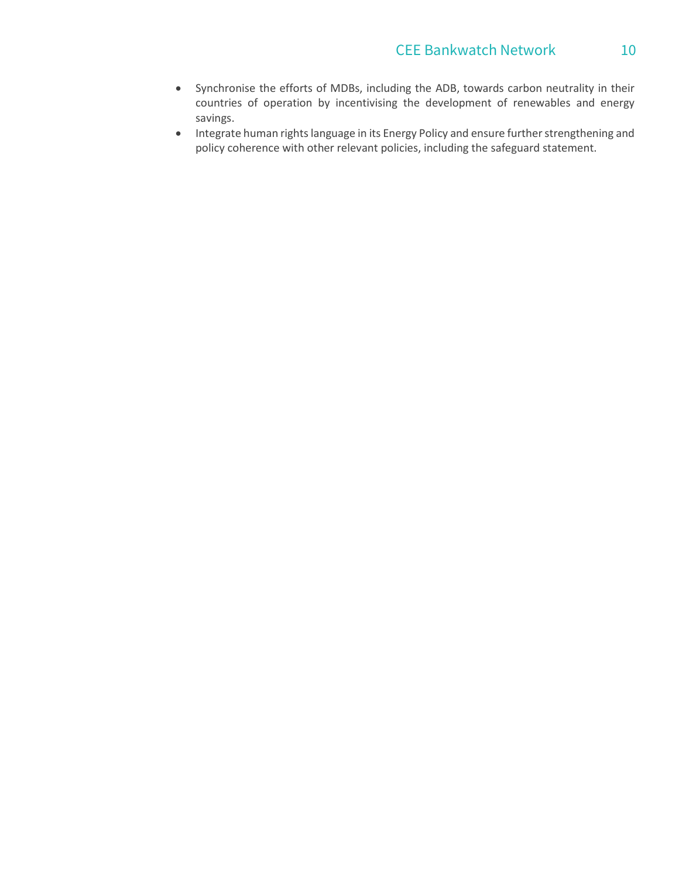- Synchronise the efforts of MDBs, including the ADB, towards carbon neutrality in their countries of operation by incentivising the development of renewables and energy savings.
- Integrate human rights language in its Energy Policy and ensure further strengthening and policy coherence with other relevant policies, including the safeguard statement.